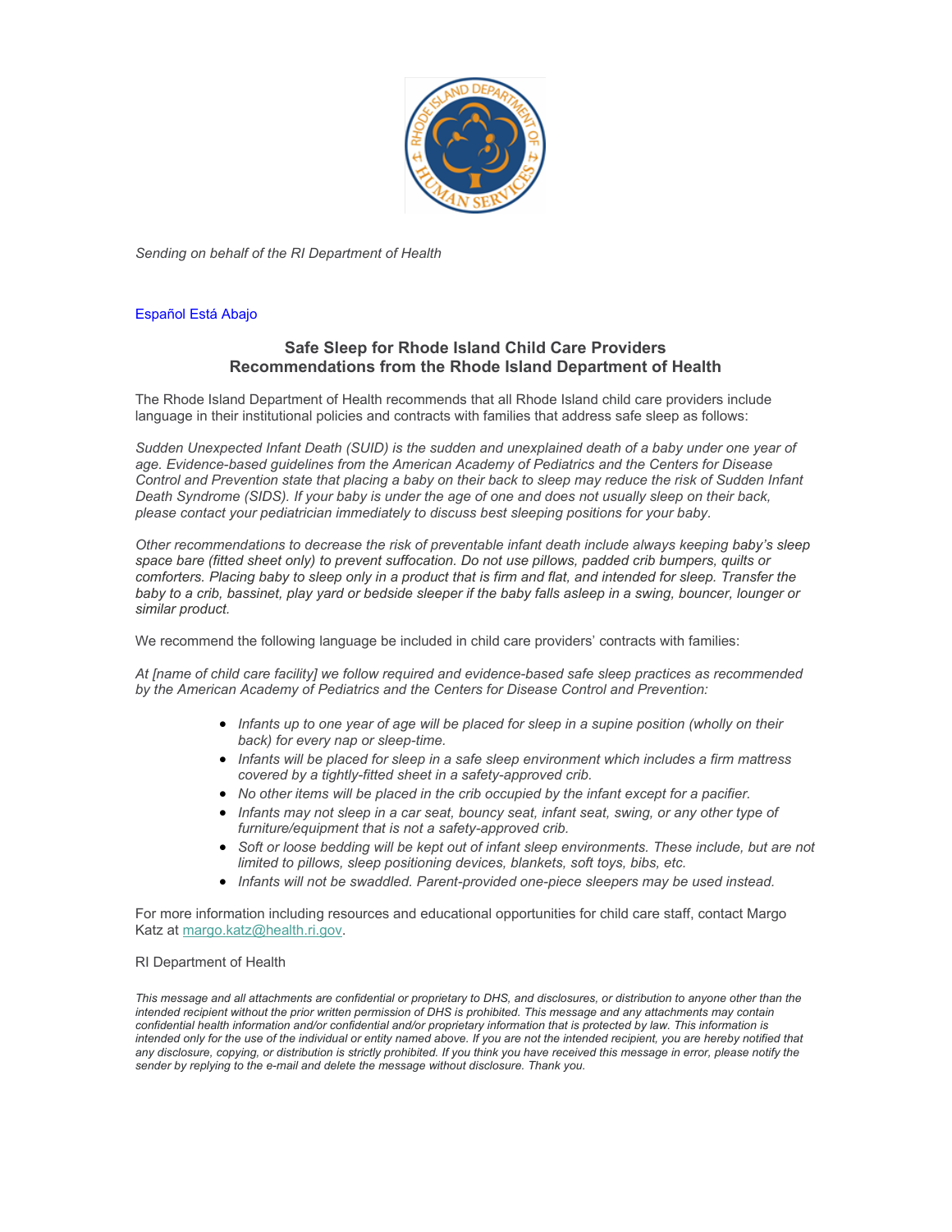*Sending on behalf of the RI Department of Health*

Español Está Abajo

## Safe Sleep for Rhode Island Child Care Providers
## Recommendations from the Rhode Island Department of Health

The Rhode Island Department of Health recommends that all Rhode Island child care providers include language in their institutional policies and contracts with families that address safe sleep as follows:

*Sudden Unexpected Infant Death (SUID) is the sudden and unexplained death of a baby under one year of age. Evidence-based guidelines from the American Academy of Pediatrics and the Centers for Disease Control and Prevention state that placing a baby on their back to sleep may reduce the risk of Sudden Infant Death Syndrome (SIDS). If your baby is under the age of one and does not usually sleep on their back, please contact your pediatrician immediately to discuss best sleeping positions for your baby.*

*Other recommendations to decrease the risk of preventable infant death include always keeping baby's sleep space bare (fitted sheet only) to prevent suffocation. Do not use pillows, padded crib bumpers, quilts or comforters. Placing baby to sleep only in a product that is firm and flat, and intended for sleep. Transfer the baby to a crib, bassinet, play yard or bedside sleeper if the baby falls asleep in a swing, bouncer, lounger or similar product.*

We recommend the following language be included in child care providers' contracts with families:

*At [name of child care facility] we follow required and evidence-based safe sleep practices as recommended by the American Academy of Pediatrics and the Centers for Disease Control and Prevention:*

- *Infants up to one year of age will be placed for sleep in a supine position (wholly on their back) for every nap or sleep-time.*
- *Infants will be placed for sleep in a safe sleep environment which includes a firm mattress covered by a tightly-fitted sheet in a safety-approved crib.*
- *No other items will be placed in the crib occupied by the infant except for a pacifier.*
- *Infants may not sleep in a car seat, bouncy seat, infant seat, swing, or any other type of furniture/equipment that is not a safety-approved crib.*
- *Soft or loose bedding will be kept out of infant sleep environments. These include, but are not limited to pillows, sleep positioning devices, blankets, soft toys, bibs, etc.*
- *Infants will not be swaddled. Parent-provided one-piece sleepers may be used instead.*

For more information including resources and educational opportunities for child care staff, contact Margo Katz at margo.katz@health.ri.gov.

RI Department of Health

*This message and all attachments are confidential or proprietary to DHS, and disclosures, or distribution to anyone other than the intended recipient without the prior written permission of DHS is prohibited. This message and any attachments may contain confidential health information and/or confidential and/or proprietary information that is protected by law. This information is intended only for the use of the individual or entity named above. If you are not the intended recipient, you are hereby notified that any disclosure, copying, or distribution is strictly prohibited. If you think you have received this message in error, please notify the sender by replying to the e-mail and delete the message without disclosure. Thank you.*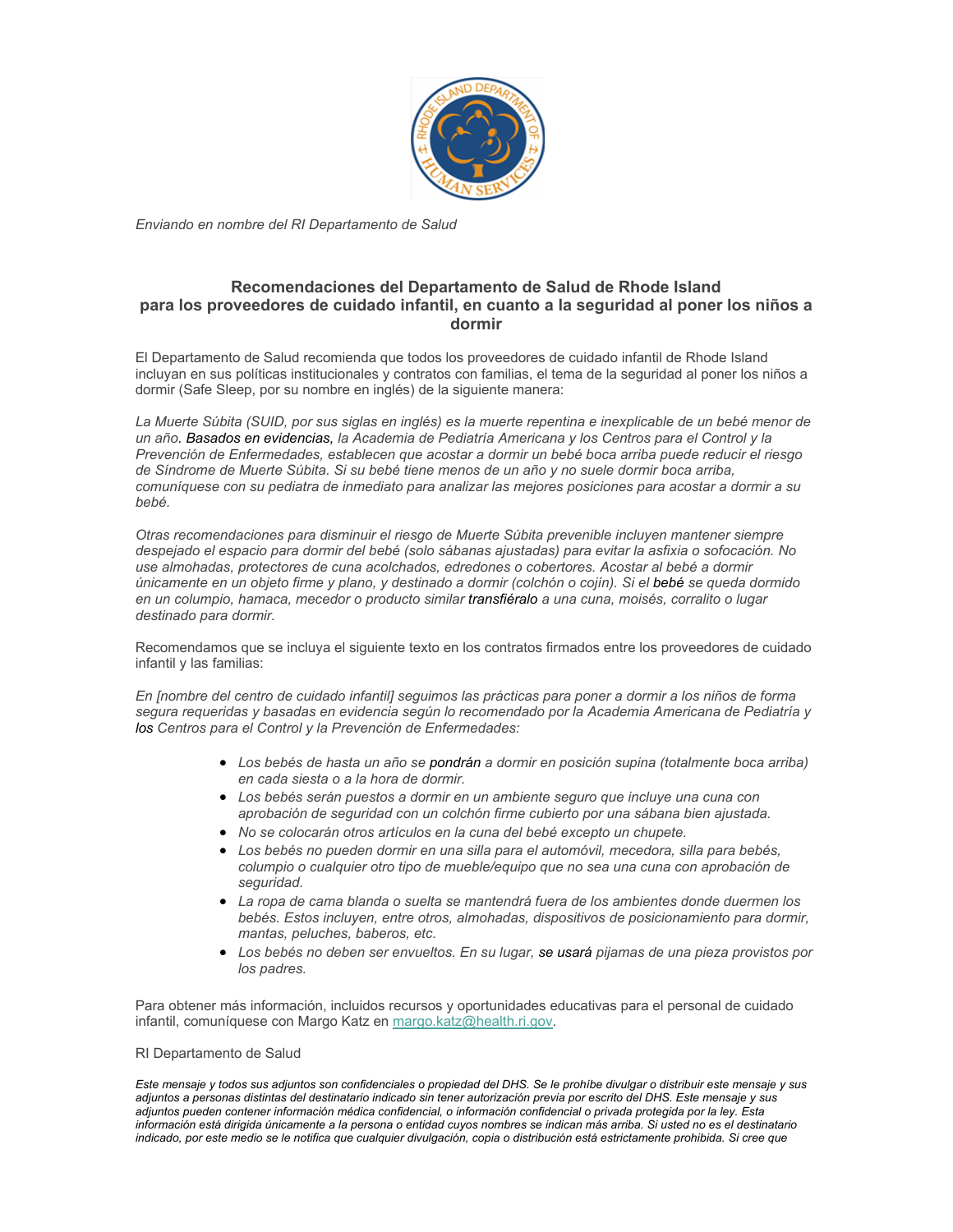*Enviando en nombre del RI Departamento de Salud*

## Recomendaciones del Departamento de Salud de Rhode Island para los proveedores de cuidado infantil, en cuanto a la seguridad al poner los niños a dormir

El Departamento de Salud recomienda que todos los proveedores de cuidado infantil de Rhode Island incluyan en sus políticas institucionales y contratos con familias, el tema de la seguridad al poner los niños a dormir (Safe Sleep, por su nombre en inglés) de la siguiente manera:

*La Muerte Súbita (SUID, por sus siglas en inglés) es la muerte repentina e inexplicable de un bebé menor de un año. Basados en evidencias, la Academia de Pediatría Americana y los Centros para el Control y la Prevención de Enfermedades, establecen que acostar a dormir un bebé boca arriba puede reducir el riesgo de Síndrome de Muerte Súbita. Si su bebé tiene menos de un año y no suele dormir boca arriba, comuníquese con su pediatra de inmediato para analizar las mejores posiciones para acostar a dormir a su bebé.*

*Otras recomendaciones para disminuir el riesgo de Muerte Súbita prevenible incluyen mantener siempre despejado el espacio para dormir del bebé (solo sábanas ajustadas) para evitar la asfixia o sofocación. No use almohadas, protectores de cuna acolchados, edredones o cobertores. Acostar al bebé a dormir únicamente en un objeto firme y plano, y destinado a dormir (colchón o cojín). Si el bebé se queda dormido en un columpio, hamaca, mecedor o producto similar transfiéralo a una cuna, moisés, corralito o lugar destinado para dormir.*

Recomendamos que se incluya el siguiente texto en los contratos firmados entre los proveedores de cuidado infantil y las familias:

*En [nombre del centro de cuidado infantil] seguimos las prácticas para poner a dormir a los niños de forma segura requeridas y basadas en evidencia según lo recomendado por la Academia Americana de Pediatría y los Centros para el Control y la Prevención de Enfermedades:*

- *Los bebés de hasta un año se pondrán a dormir en posición supina (totalmente boca arriba) en cada siesta o a la hora de dormir.*
- *Los bebés serán puestos a dormir en un ambiente seguro que incluye una cuna con aprobación de seguridad con un colchón firme cubierto por una sábana bien ajustada.*
- *No se colocarán otros artículos en la cuna del bebé excepto un chupete.*
- *Los bebés no pueden dormir en una silla para el automóvil, mecedora, silla para bebés, columpio o cualquier otro tipo de mueble/equipo que no sea una cuna con aprobación de seguridad.*
- *La ropa de cama blanda o suelta se mantendrá fuera de los ambientes donde duermen los bebés. Estos incluyen, entre otros, almohadas, dispositivos de posicionamiento para dormir, mantas, peluches, baberos, etc.*
- *Los bebés no deben ser envueltos. En su lugar, se usará pijamas de una pieza provistos por los padres.*

Para obtener más información, incluidos recursos y oportunidades educativas para el personal de cuidado infantil, comuníquese con Margo Katz en margo.katz@health.ri.gov.

RI Departamento de Salud

***Este mensaje y todos sus adjuntos son confidenciales o propiedad del DHS. Se le prohíbe divulgar o distribuir este mensaje y sus adjuntos a personas distintas del destinatario indicado sin tener autorización previa por escrito del DHS. Este mensaje y sus adjuntos pueden contener información médica confidencial, o información confidencial o privada protegida por la ley. Esta información está dirigida únicamente a la persona o entidad cuyos nombres se indican más arriba. Si usted no es el destinatario indicado, por este medio se le notifica que cualquier divulgación, copia o distribución está estrictamente prohibida. Si cree que***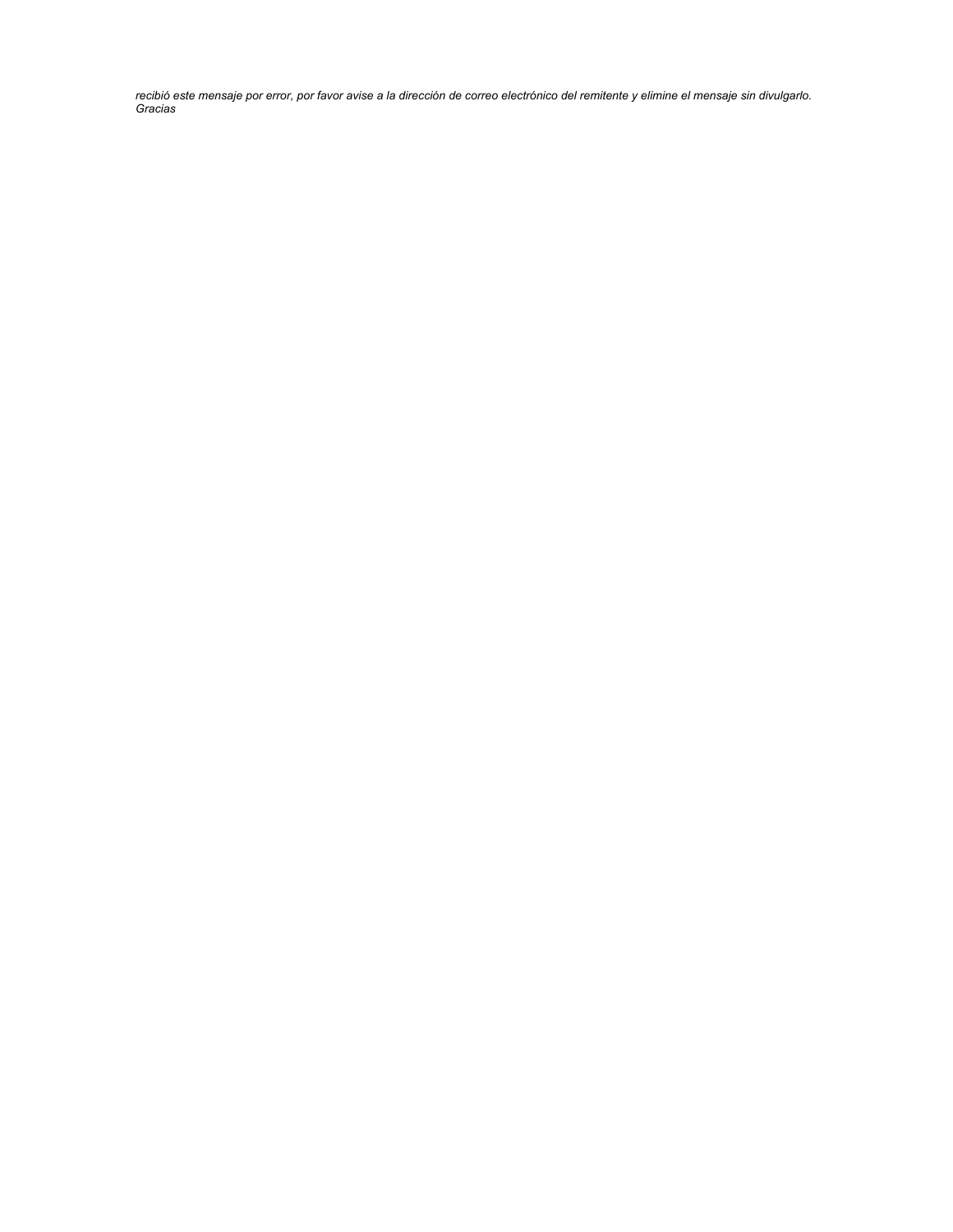*recibió este mensaje por error, por favor avise a la dirección de correo electrónico del remitente y elimine el mensaje sin divulgarlo. Gracias*